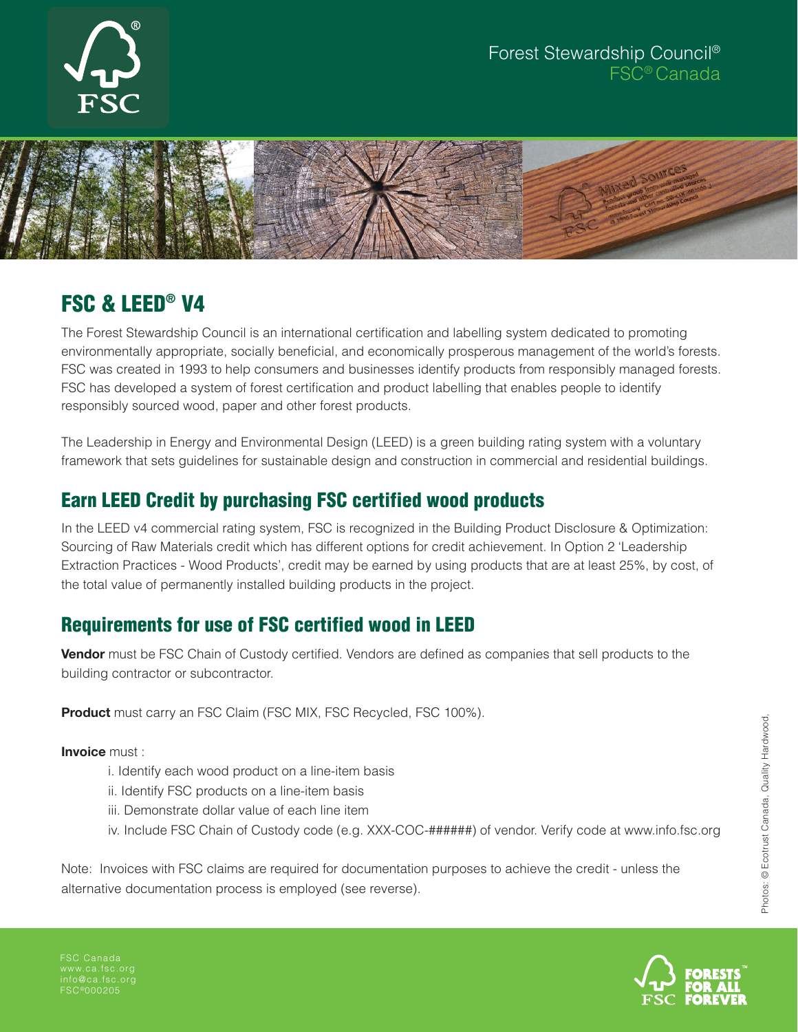Forest Stewardship Council®
FSC® Canada

# FSC & LEED® V4

The Forest Stewardship Council is an international certification and labelling system dedicated to promoting environmentally appropriate, socially beneficial, and economically prosperous management of the world's forests. FSC was created in 1993 to help consumers and businesses identify products from responsibly managed forests. FSC has developed a system of forest certification and product labelling that enables people to identify responsibly sourced wood, paper and other forest products.

The Leadership in Energy and Environmental Design (LEED) is a green building rating system with a voluntary framework that sets guidelines for sustainable design and construction in commercial and residential buildings.

## Earn LEED Credit by purchasing FSC certified wood products

In the LEED v4 commercial rating system, FSC is recognized in the Building Product Disclosure & Optimization: Sourcing of Raw Materials credit which has different options for credit achievement. In Option 2 'Leadership Extraction Practices - Wood Products', credit may be earned by using products that are at least 25%, by cost, of the total value of permanently installed building products in the project.

## Requirements for use of FSC certified wood in LEED

**Vendor** must be FSC Chain of Custody certified. Vendors are defined as companies that sell products to the building contractor or subcontractor.

**Product** must carry an FSC Claim (FSC MIX, FSC Recycled, FSC 100%).

**Invoice** must :

i. Identify each wood product on a line-item basis
ii. Identify FSC products on a line-item basis
iii. Demonstrate dollar value of each line item
iv. Include FSC Chain of Custody code (e.g. XXX-COC-######) of vendor. Verify code at www.info.fsc.org

Note: Invoices with FSC claims are required for documentation purposes to achieve the credit - unless the alternative documentation process is employed (see reverse).

Photos: © Ecotrust Canada, Quality Hardwood.

FSC Canada
www.ca.fsc.org
info@ca.fsc.org
FSC®000205

FORESTS™ FOR ALL FOREVER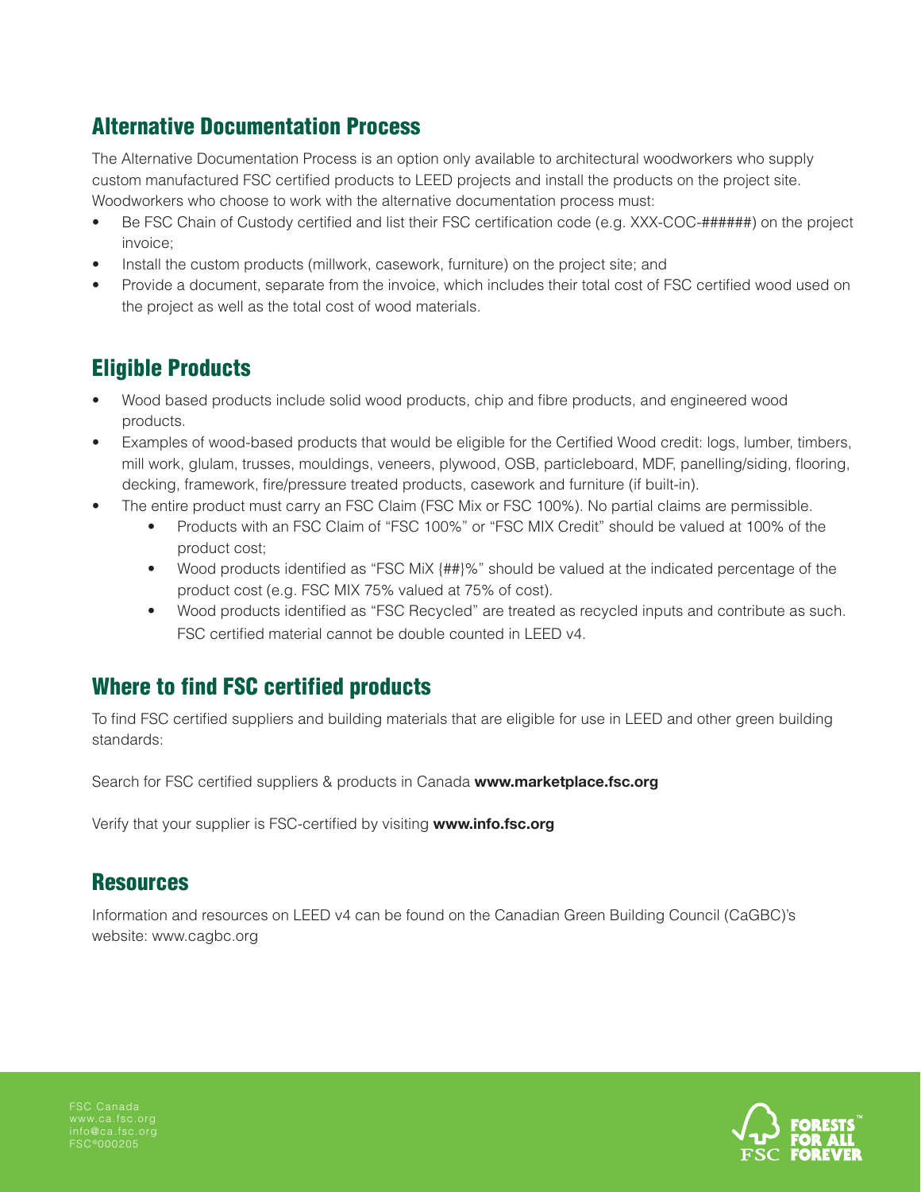## Alternative Documentation Process

The Alternative Documentation Process is an option only available to architectural woodworkers who supply custom manufactured FSC certified products to LEED projects and install the products on the project site. Woodworkers who choose to work with the alternative documentation process must:

- Be FSC Chain of Custody certified and list their FSC certification code (e.g. XXX-COC-######) on the project invoice;
- Install the custom products (millwork, casework, furniture) on the project site; and
- Provide a document, separate from the invoice, which includes their total cost of FSC certified wood used on the project as well as the total cost of wood materials.

## Eligible Products

- Wood based products include solid wood products, chip and fibre products, and engineered wood products.
- Examples of wood-based products that would be eligible for the Certified Wood credit: logs, lumber, timbers, mill work, glulam, trusses, mouldings, veneers, plywood, OSB, particleboard, MDF, panelling/siding, flooring, decking, framework, fire/pressure treated products, casework and furniture (if built-in).
- The entire product must carry an FSC Claim (FSC Mix or FSC 100%). No partial claims are permissible.
  - Products with an FSC Claim of "FSC 100%" or "FSC MIX Credit" should be valued at 100% of the product cost;
  - Wood products identified as "FSC MiX {##}%" should be valued at the indicated percentage of the product cost (e.g. FSC MIX 75% valued at 75% of cost).
  - Wood products identified as "FSC Recycled" are treated as recycled inputs and contribute as such. FSC certified material cannot be double counted in LEED v4.

## Where to find FSC certified products

To find FSC certified suppliers and building materials that are eligible for use in LEED and other green building standards:

Search for FSC certified suppliers & products in Canada **www.marketplace.fsc.org**

Verify that your supplier is FSC-certified by visiting **www.info.fsc.org**

## Resources

Information and resources on LEED v4 can be found on the Canadian Green Building Council (CaGBC)'s website: www.cagbc.org

FSC Canada
www.ca.fsc.org
info@ca.fsc.org
FSC®000205

FSC FORESTS FOR ALL FOREVER™